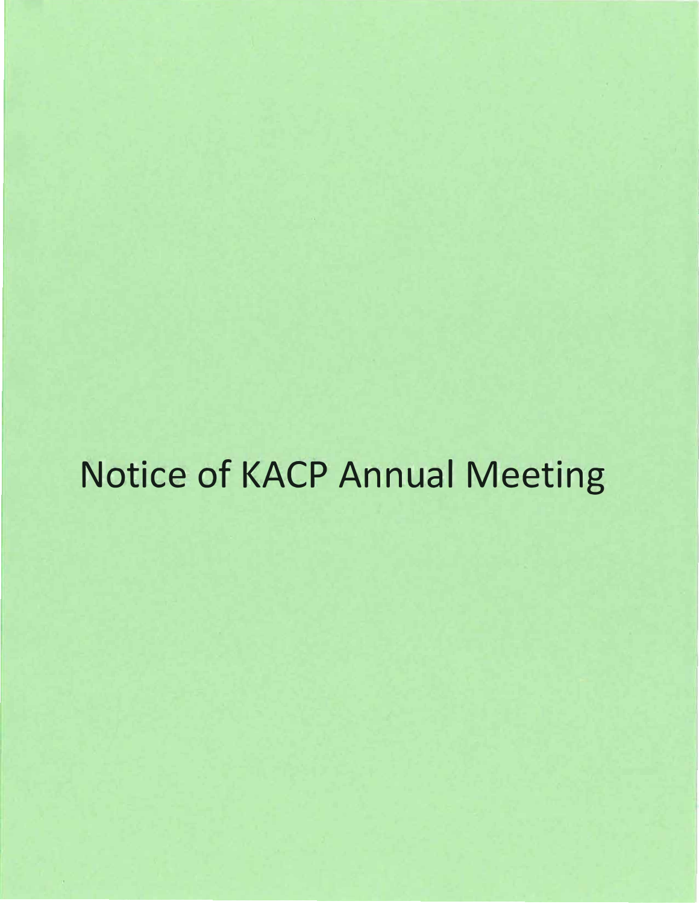# Notice of KACP Annual Meeting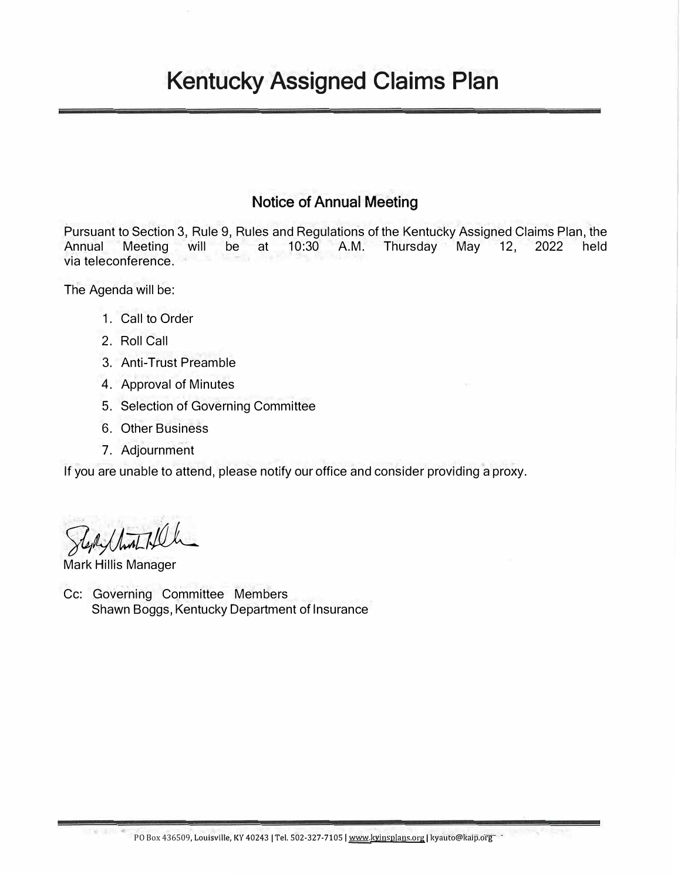# Kentucky Assigned Claims Plan

## Notice of Annual Meeting

Pursuant to Section 3, Rule 9, Rules and Regulations of the Kentucky Assigned Claims Plan, the Annual Meeting will be at 10:30 A.M. Thursday May 12, 2022 held via teleconference.

The Agenda will be:

1. Call to Order
2. Roll Call
3. Anti-Trust Preamble
4. Approval of Minutes
5. Selection of Governing Committee
6. Other Business
7. Adjournment

If you are unable to attend, please notify our office and consider providing a proxy.

Mark Hillis Manager

Cc: Governing Committee Members
Shawn Boggs, Kentucky Department of Insurance

PO Box 436509, Louisville, KY 40243 | Tel. 502-327-7105 | www.kyinsplans.org | kyauto@kaip.org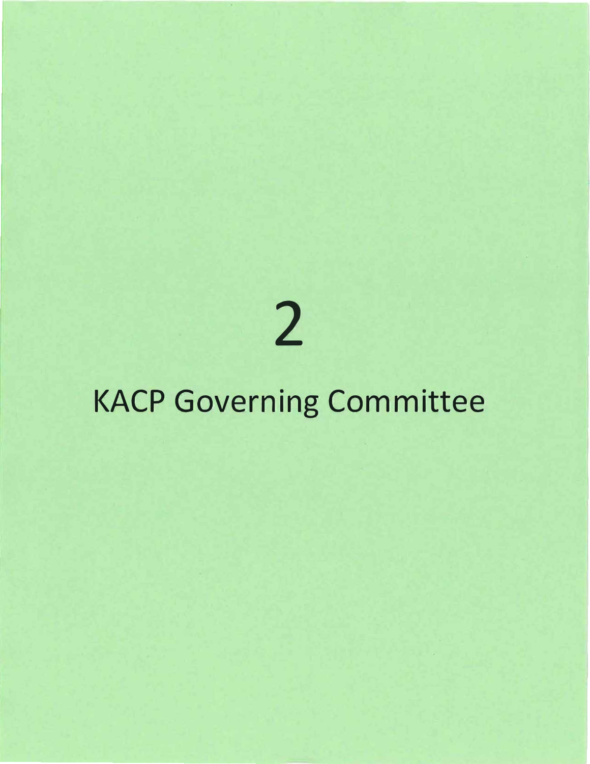# 2

# KACP Governing Committee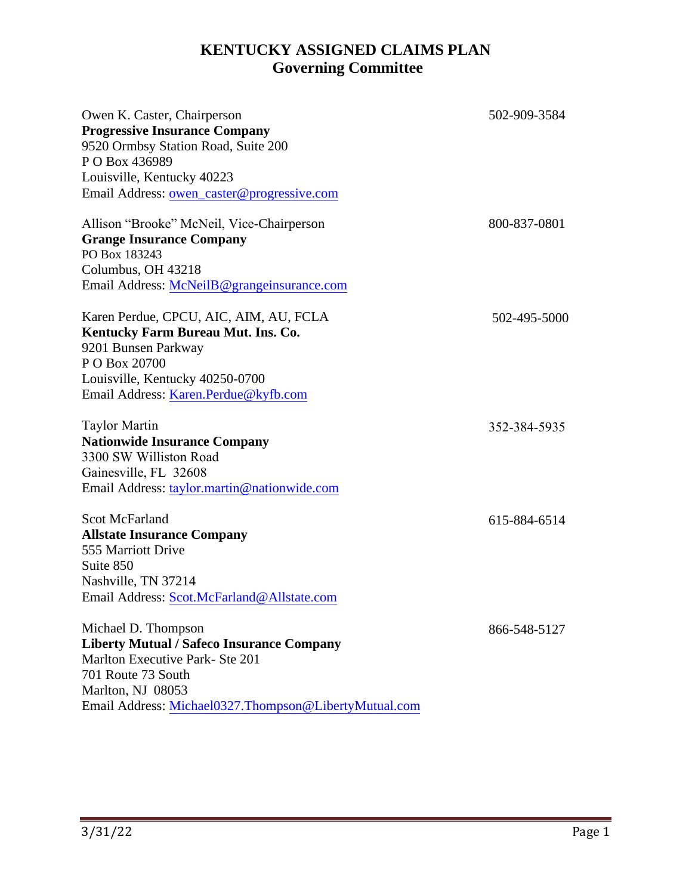# KENTUCKY ASSIGNED CLAIMS PLAN
## Governing Committee

Owen K. Caster, Chairperson — 502-909-3584
**Progressive Insurance Company**
9520 Ormbsy Station Road, Suite 200
P O Box 436989
Louisville, Kentucky 40223
Email Address: owen_caster@progressive.com

Allison "Brooke" McNeil, Vice-Chairperson — 800-837-0801
**Grange Insurance Company**
PO Box 183243
Columbus, OH 43218
Email Address: McNeilB@grangeinsurance.com

Karen Perdue, CPCU, AIC, AIM, AU, FCLA — 502-495-5000
**Kentucky Farm Bureau Mut. Ins. Co.**
9201 Bunsen Parkway
P O Box 20700
Louisville, Kentucky 40250-0700
Email Address: Karen.Perdue@kyfb.com

Taylor Martin — 352-384-5935
**Nationwide Insurance Company**
3300 SW Williston Road
Gainesville, FL 32608
Email Address: taylor.martin@nationwide.com

Scot McFarland — 615-884-6514
**Allstate Insurance Company**
555 Marriott Drive
Suite 850
Nashville, TN 37214
Email Address: Scot.McFarland@Allstate.com

Michael D. Thompson — 866-548-5127
**Liberty Mutual / Safeco Insurance Company**
Marlton Executive Park- Ste 201
701 Route 73 South
Marlton, NJ 08053
Email Address: Michael0327.Thompson@LibertyMutual.com

3/31/22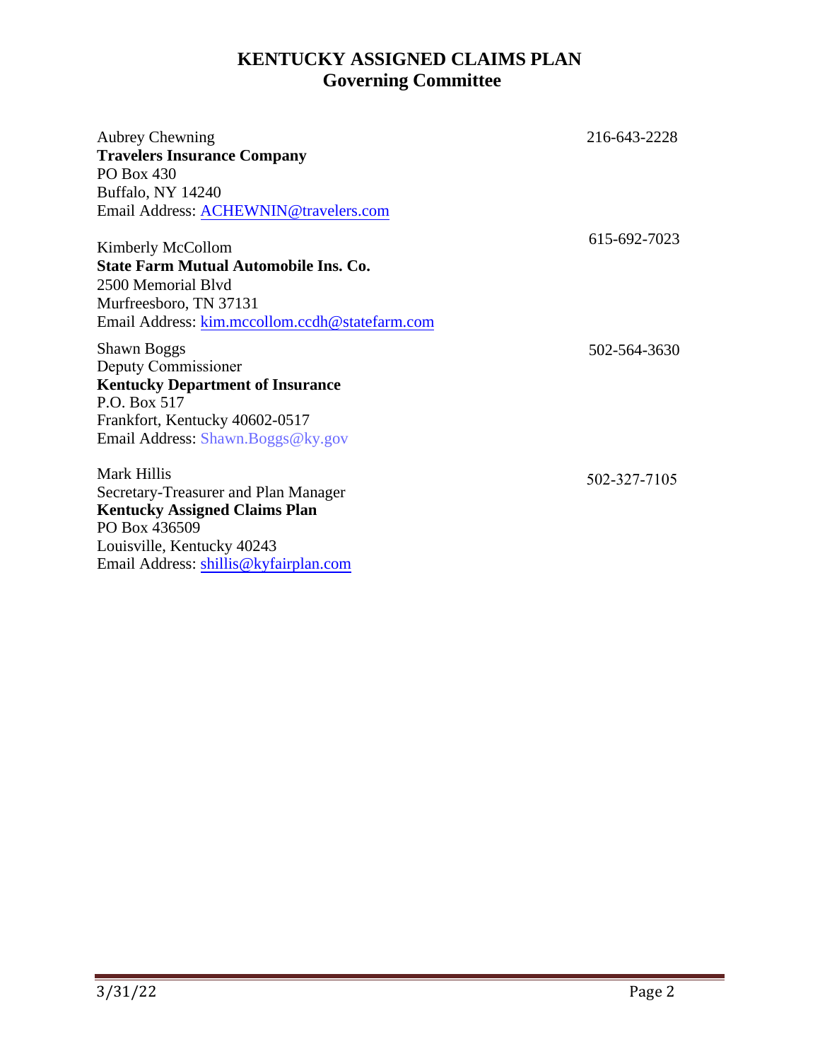# KENTUCKY ASSIGNED CLAIMS PLAN
## Governing Committee

Aubrey Chewning  
**Travelers Insurance Company**  
PO Box 430  
Buffalo, NY 14240  
Email Address: ACHEWNIN@travelers.com  
216-643-2228

Kimberly McCollom  
**State Farm Mutual Automobile Ins. Co.**  
2500 Memorial Blvd  
Murfreesboro, TN 37131  
Email Address: kim.mccollom.ccdh@statefarm.com  
615-692-7023

Shawn Boggs  
Deputy Commissioner  
**Kentucky Department of Insurance**  
P.O. Box 517  
Frankfort, Kentucky 40602-0517  
Email Address: Shawn.Boggs@ky.gov  
502-564-3630

Mark Hillis  
Secretary-Treasurer and Plan Manager  
**Kentucky Assigned Claims Plan**  
PO Box 436509  
Louisville, Kentucky 40243  
Email Address: shillis@kyfairplan.com  
502-327-7105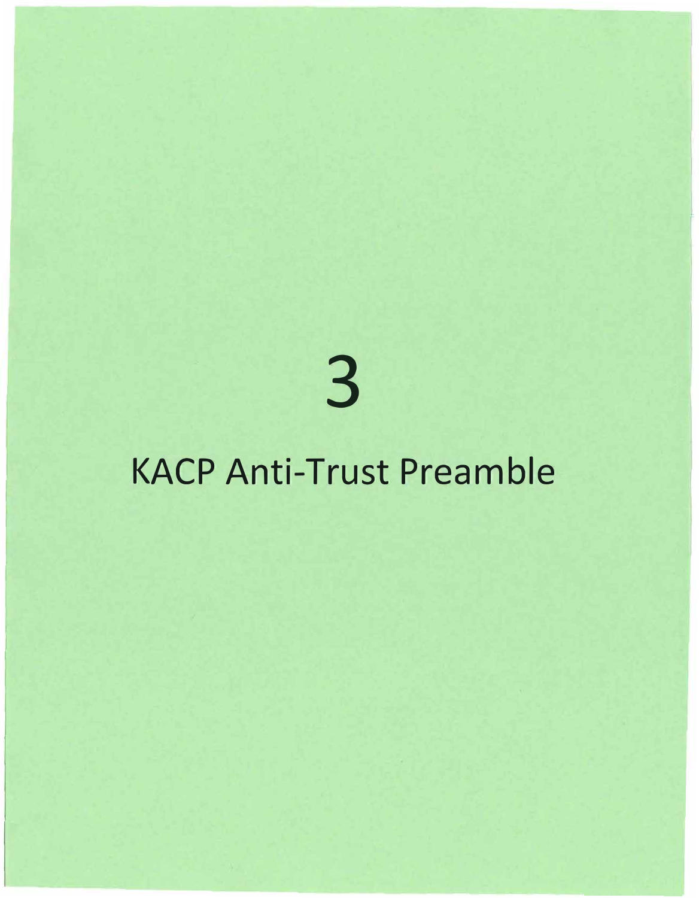# 3

# KACP Anti-Trust Preamble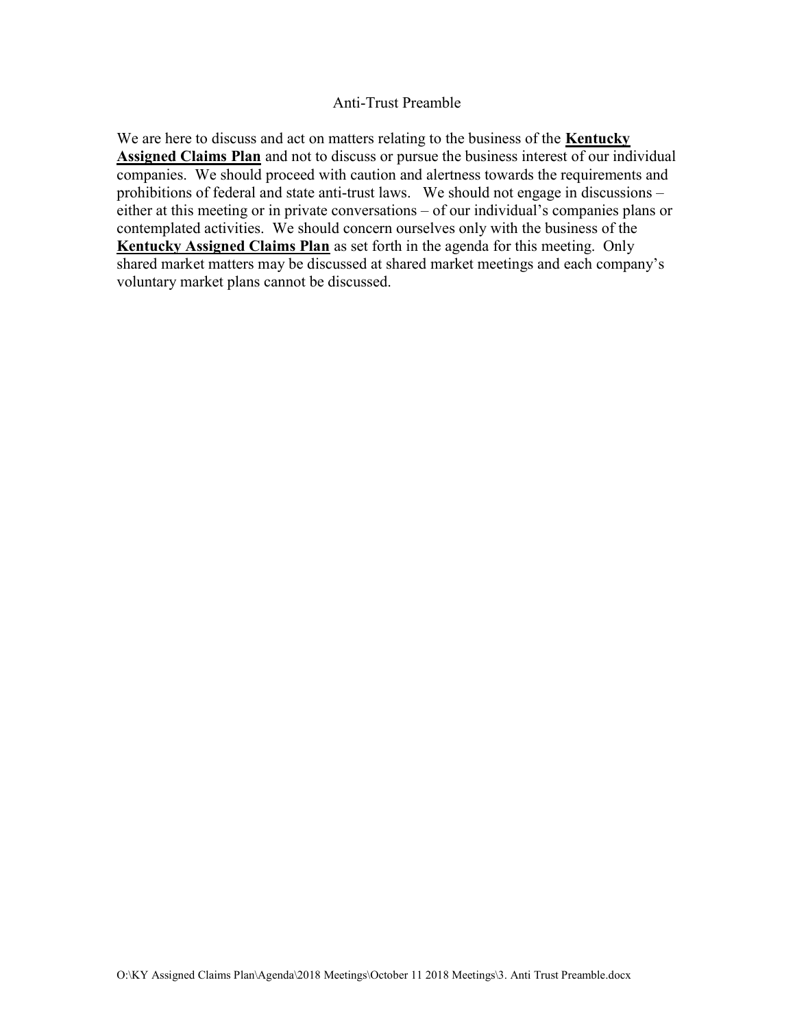# Anti-Trust Preamble

We are here to discuss and act on matters relating to the business of the **Kentucky Assigned Claims Plan** and not to discuss or pursue the business interest of our individual companies. We should proceed with caution and alertness towards the requirements and prohibitions of federal and state anti-trust laws. We should not engage in discussions – either at this meeting or in private conversations – of our individual's companies plans or contemplated activities. We should concern ourselves only with the business of the **Kentucky Assigned Claims Plan** as set forth in the agenda for this meeting. Only shared market matters may be discussed at shared market meetings and each company's voluntary market plans cannot be discussed.

O:\KY Assigned Claims Plan\Agenda\2018 Meetings\October 11 2018 Meetings\3. Anti Trust Preamble.docx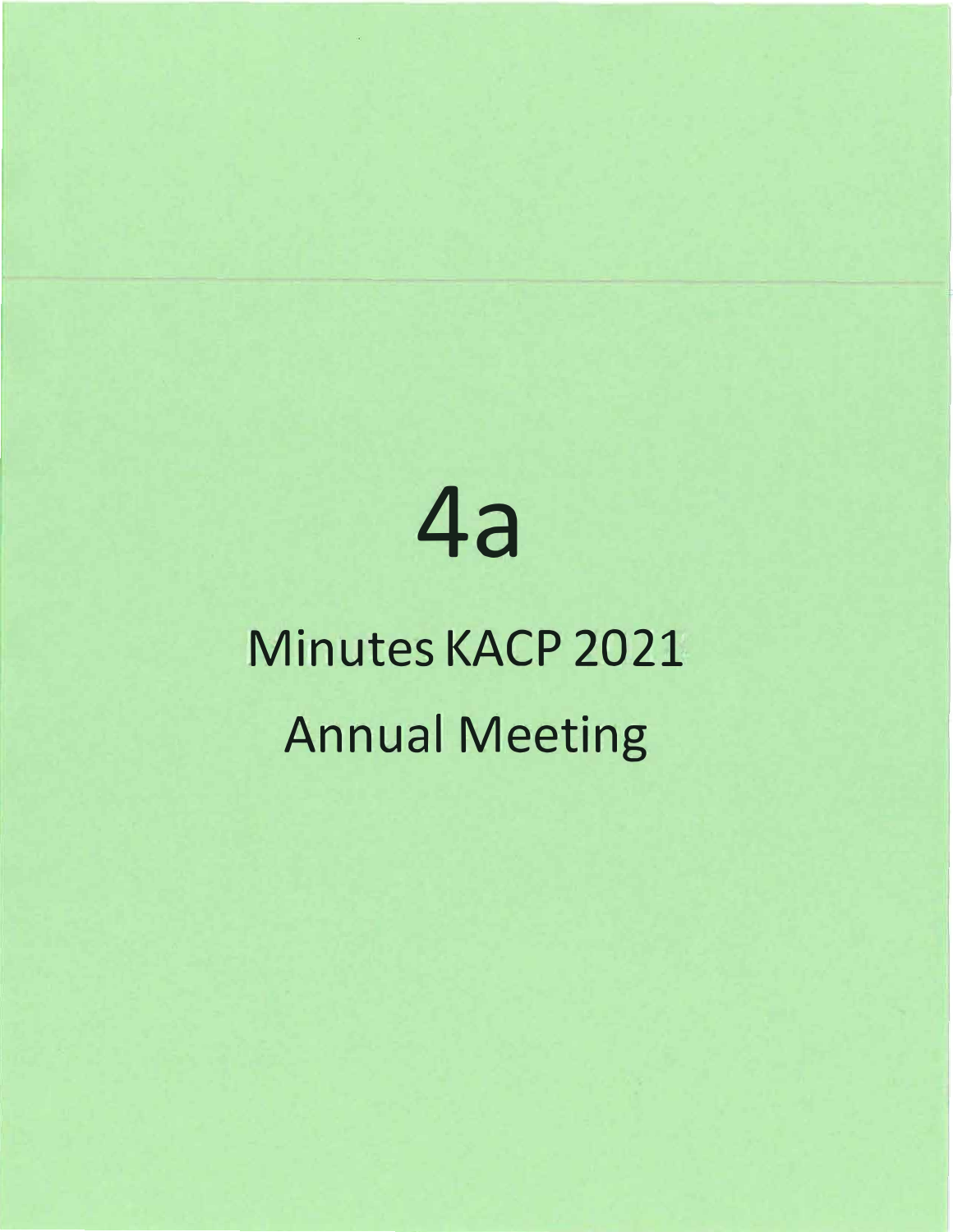# 4a

## Minutes KACP 2021 Annual Meeting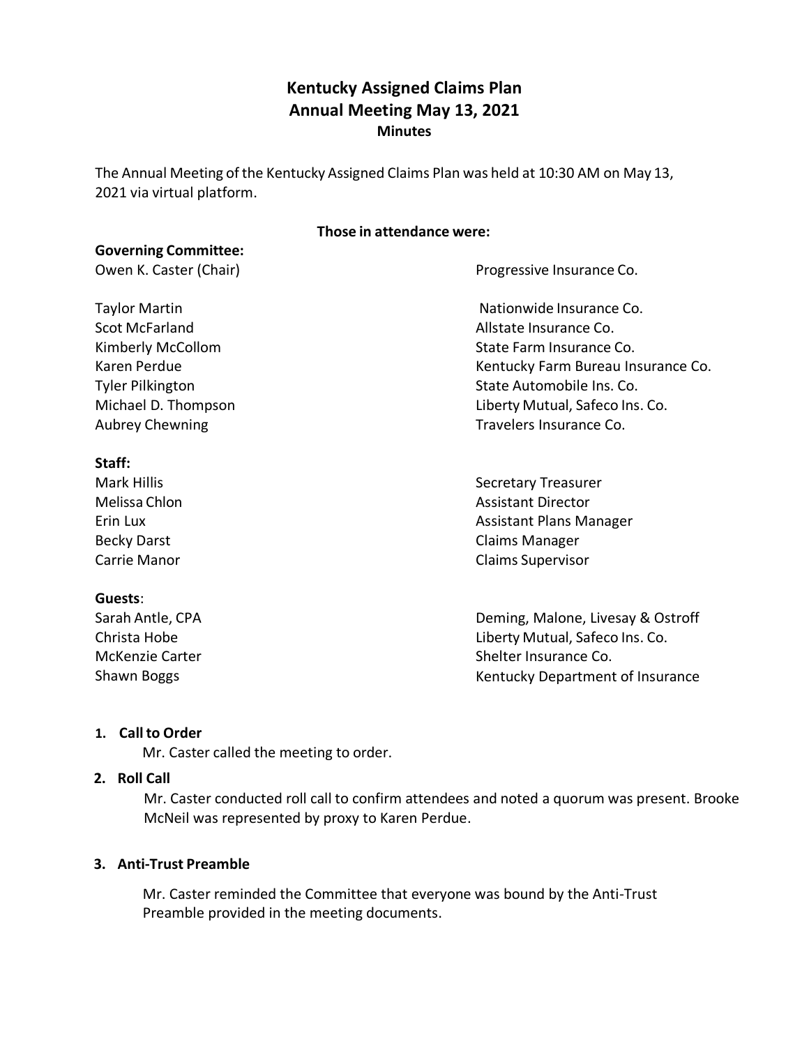# Kentucky Assigned Claims Plan
## Annual Meeting May 13, 2021
### Minutes

The Annual Meeting of the Kentucky Assigned Claims Plan was held at 10:30 AM on May 13, 2021 via virtual platform.

**Those in attendance were:**

**Governing Committee:**

| | |
|---|---|
| Owen K. Caster (Chair) | Progressive Insurance Co. |
| Taylor Martin | Nationwide Insurance Co. |
| Scot McFarland | Allstate Insurance Co. |
| Kimberly McCollom | State Farm Insurance Co. |
| Karen Perdue | Kentucky Farm Bureau Insurance Co. |
| Tyler Pilkington | State Automobile Ins. Co. |
| Michael D. Thompson | Liberty Mutual, Safeco Ins. Co. |
| Aubrey Chewning | Travelers Insurance Co. |

**Staff:**

| | |
|---|---|
| Mark Hillis | Secretary Treasurer |
| Melissa Chlon | Assistant Director |
| Erin Lux | Assistant Plans Manager |
| Becky Darst | Claims Manager |
| Carrie Manor | Claims Supervisor |

**Guests**:

| | |
|---|---|
| Sarah Antle, CPA | Deming, Malone, Livesay & Ostroff |
| Christa Hobe | Liberty Mutual, Safeco Ins. Co. |
| McKenzie Carter | Shelter Insurance Co. |
| Shawn Boggs | Kentucky Department of Insurance |

1. **Call to Order**

   Mr. Caster called the meeting to order.

2. **Roll Call**

   Mr. Caster conducted roll call to confirm attendees and noted a quorum was present. Brooke McNeil was represented by proxy to Karen Perdue.

3. **Anti-Trust Preamble**

   Mr. Caster reminded the Committee that everyone was bound by the Anti-Trust Preamble provided in the meeting documents.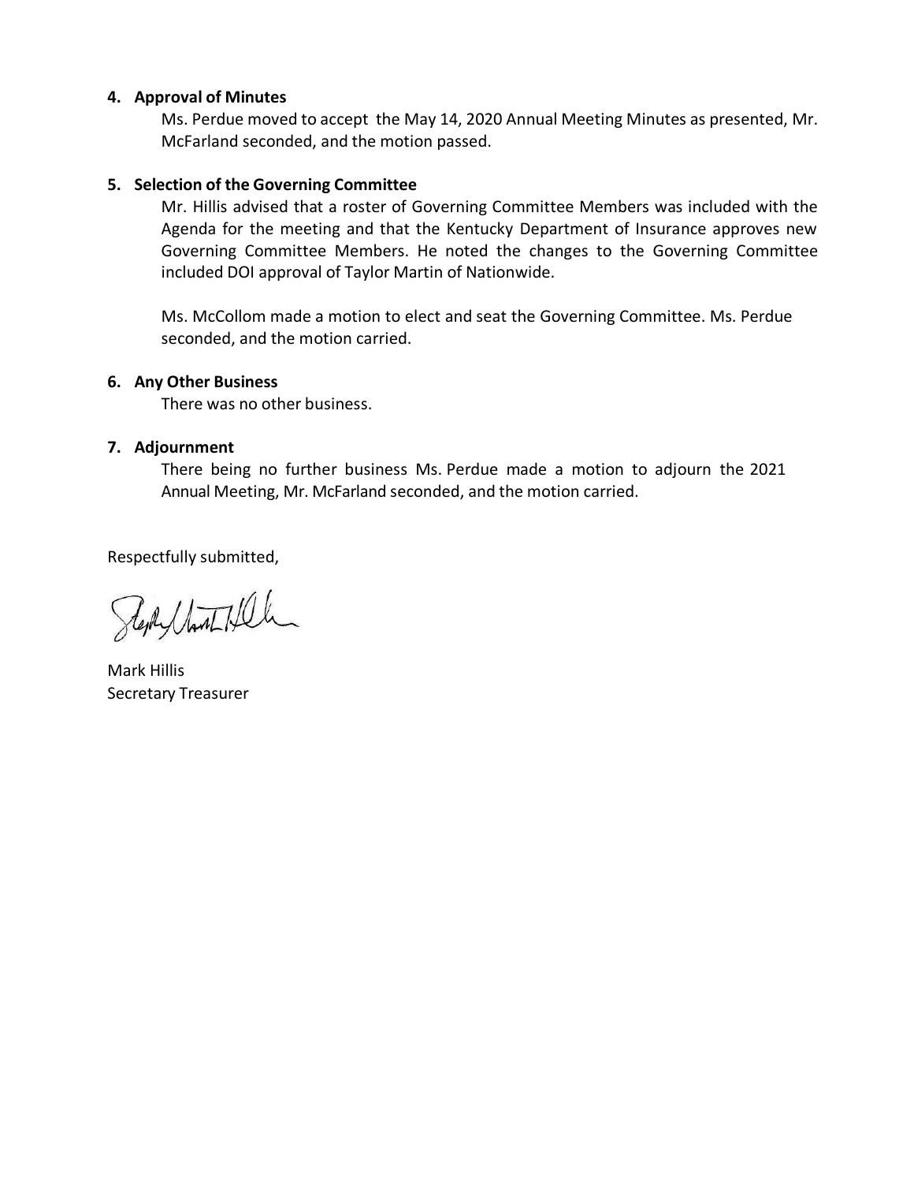**4. Approval of Minutes**

Ms. Perdue moved to accept the May 14, 2020 Annual Meeting Minutes as presented, Mr. McFarland seconded, and the motion passed.

**5. Selection of the Governing Committee**

Mr. Hillis advised that a roster of Governing Committee Members was included with the Agenda for the meeting and that the Kentucky Department of Insurance approves new Governing Committee Members. He noted the changes to the Governing Committee included DOI approval of Taylor Martin of Nationwide.

Ms. McCollom made a motion to elect and seat the Governing Committee. Ms. Perdue seconded, and the motion carried.

**6. Any Other Business**

There was no other business.

**7. Adjournment**

There being no further business Ms. Perdue made a motion to adjourn the 2021 Annual Meeting, Mr. McFarland seconded, and the motion carried.

Respectfully submitted,

Mark Hillis
Secretary Treasurer